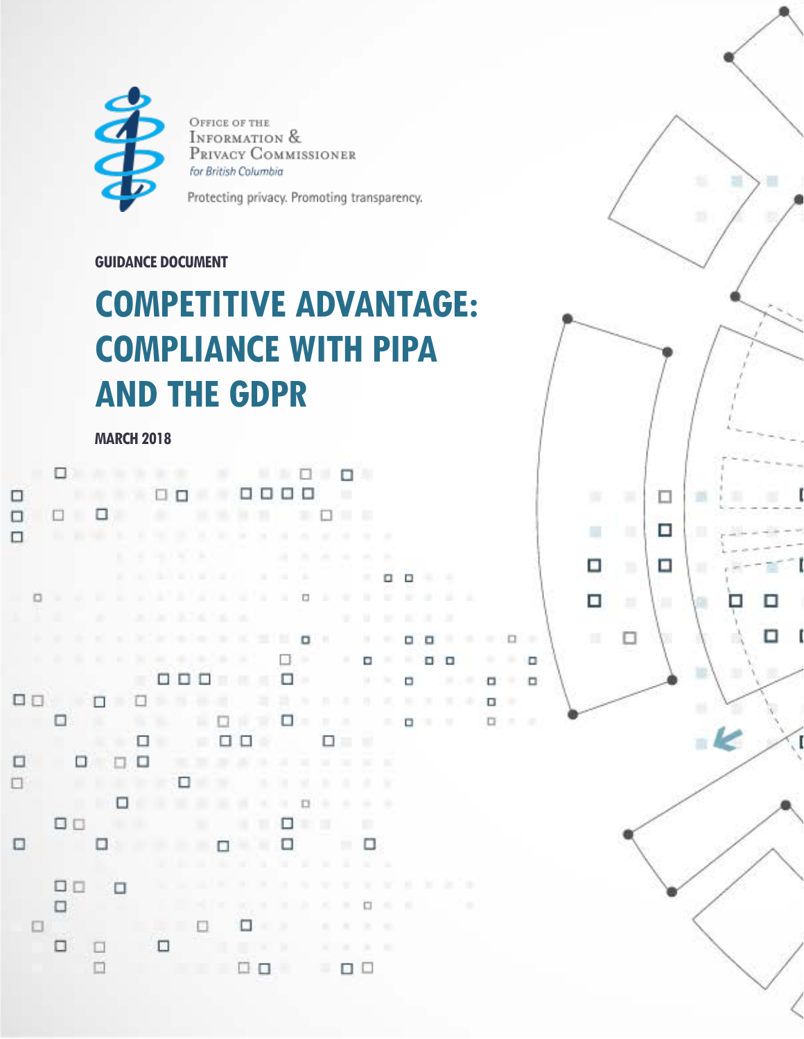Office of the Information & Privacy Commissioner for British Columbia

Protecting privacy. Promoting transparency.

**GUIDANCE DOCUMENT**

# COMPETITIVE ADVANTAGE: COMPLIANCE WITH PIPA AND THE GDPR

**MARCH 2018**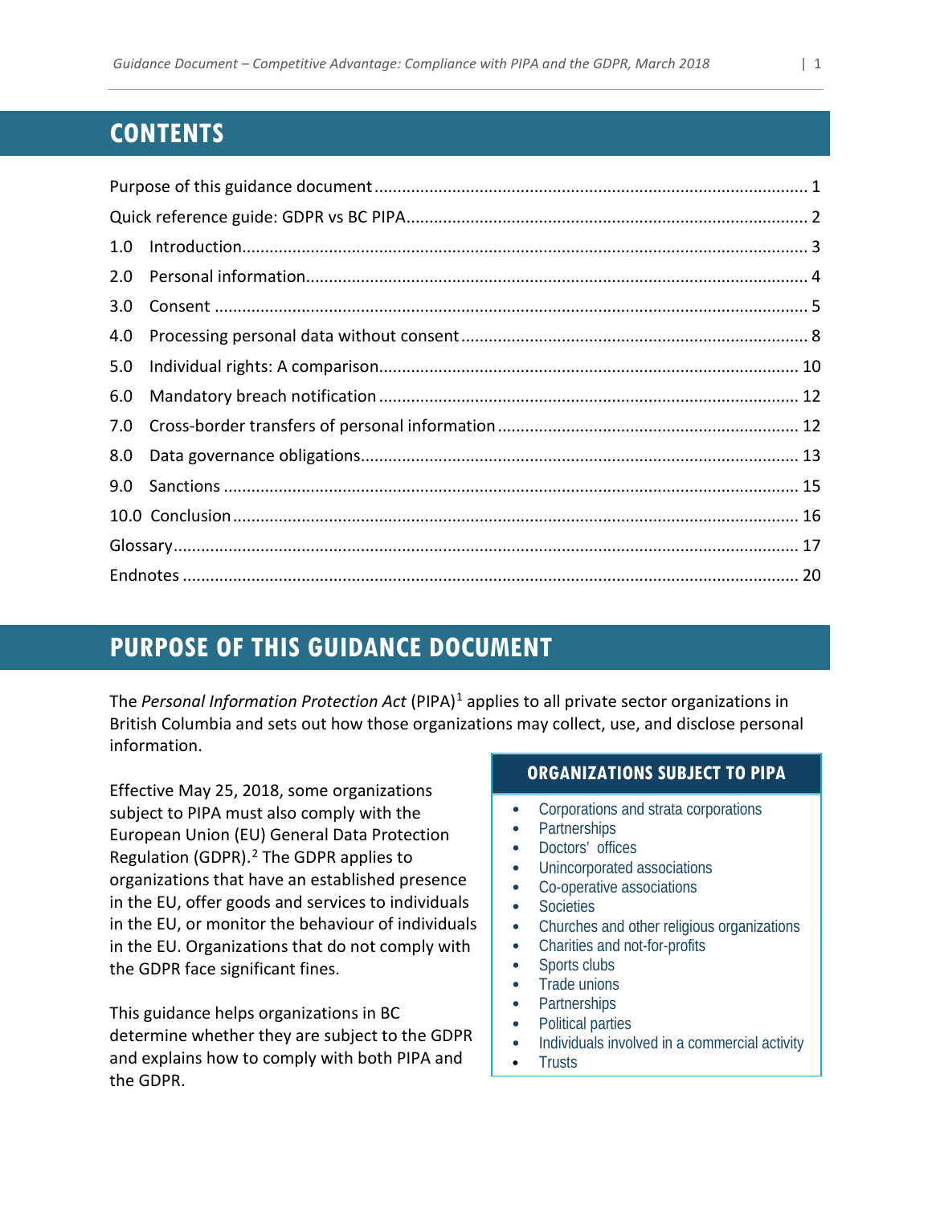## CONTENTS

Purpose of this guidance document ........................................................................................ 1
Quick reference guide: GDPR vs BC PIPA................................................................................ 2
1.0 Introduction...................................................................................................................... 3
2.0 Personal information......................................................................................................... 4
3.0 Consent ............................................................................................................................ 5
4.0 Processing personal data without consent ....................................................................... 8
5.0 Individual rights: A comparison........................................................................................ 10
6.0 Mandatory breach notification ........................................................................................ 12
7.0 Cross-border transfers of personal information .............................................................. 12
8.0 Data governance obligations............................................................................................ 13
9.0 Sanctions ......................................................................................................................... 15
10.0 Conclusion....................................................................................................................... 16
Glossary.................................................................................................................................. 17
Endnotes ................................................................................................................................ 20

## PURPOSE OF THIS GUIDANCE DOCUMENT

The *Personal Information Protection Act* (PIPA)[1] applies to all private sector organizations in British Columbia and sets out how those organizations may collect, use, and disclose personal information.

Effective May 25, 2018, some organizations subject to PIPA must also comply with the European Union (EU) General Data Protection Regulation (GDPR).[2] The GDPR applies to organizations that have an established presence in the EU, offer goods and services to individuals in the EU, or monitor the behaviour of individuals in the EU. Organizations that do not comply with the GDPR face significant fines.

This guidance helps organizations in BC determine whether they are subject to the GDPR and explains how to comply with both PIPA and the GDPR.

### ORGANIZATIONS SUBJECT TO PIPA

- Corporations and strata corporations
- Partnerships
- Doctors' offices
- Unincorporated associations
- Co-operative associations
- Societies
- Churches and other religious organizations
- Charities and not-for-profits
- Sports clubs
- Trade unions
- Partnerships
- Political parties
- Individuals involved in a commercial activity
- Trusts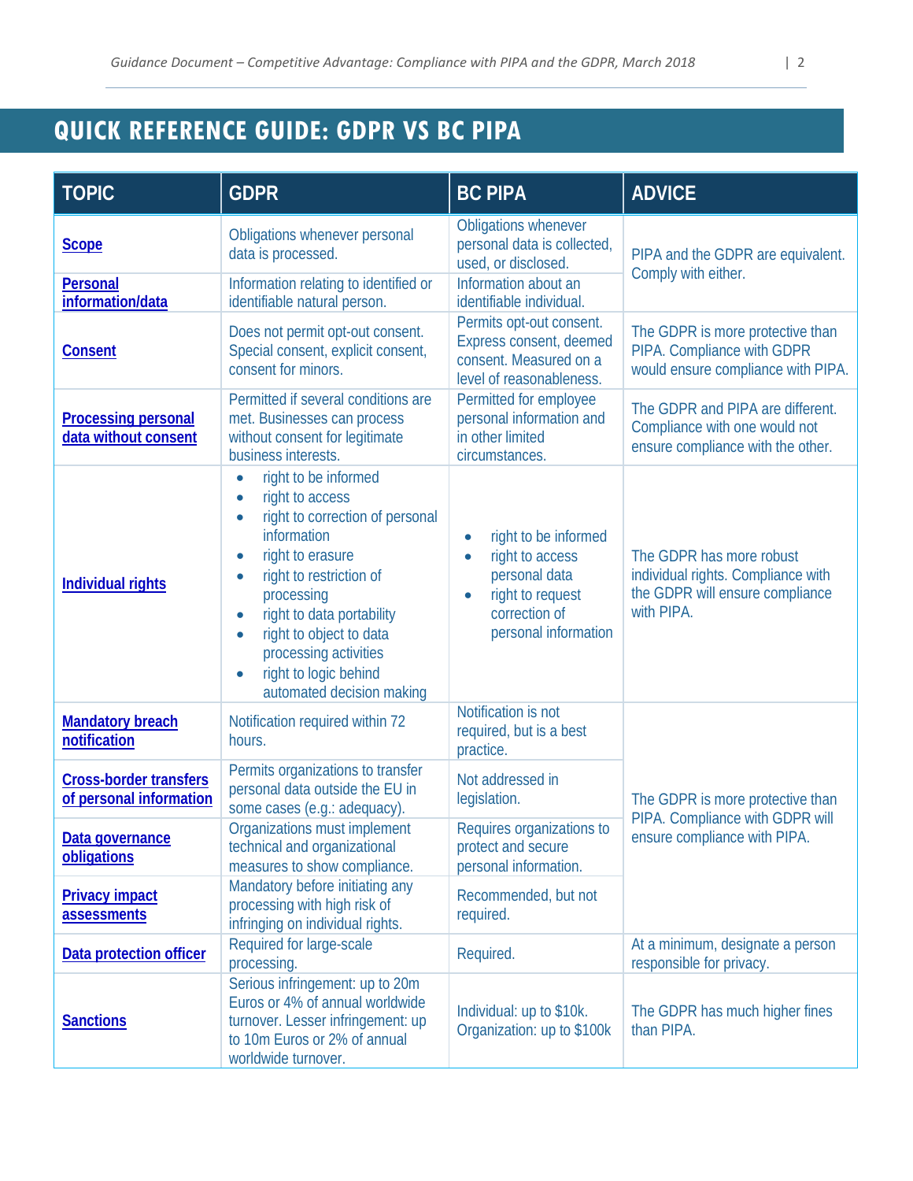## QUICK REFERENCE GUIDE: GDPR VS BC PIPA

| TOPIC | GDPR | BC PIPA | ADVICE |
|---|---|---|---|
| Scope | Obligations whenever personal data is processed. | Obligations whenever personal data is collected, used, or disclosed. | PIPA and the GDPR are equivalent. Comply with either. |
| Personal information/data | Information relating to identified or identifiable natural person. | Information about an identifiable individual. | |
| Consent | Does not permit opt-out consent. Special consent, explicit consent, consent for minors. | Permits opt-out consent. Express consent, deemed consent. Measured on a level of reasonableness. | The GDPR is more protective than PIPA. Compliance with GDPR would ensure compliance with PIPA. |
| Processing personal data without consent | Permitted if several conditions are met. Businesses can process without consent for legitimate business interests. | Permitted for employee personal information and in other limited circumstances. | The GDPR and PIPA are different. Compliance with one would not ensure compliance with the other. |
| Individual rights | • right to be informed<br>• right to access<br>• right to correction of personal information<br>• right to erasure<br>• right to restriction of processing<br>• right to data portability<br>• right to object to data processing activities<br>• right to logic behind automated decision making | • right to be informed<br>• right to access personal data<br>• right to request correction of personal information | The GDPR has more robust individual rights. Compliance with the GDPR will ensure compliance with PIPA. |
| Mandatory breach notification | Notification required within 72 hours. | Notification is not required, but is a best practice. | The GDPR is more protective than PIPA. Compliance with GDPR will ensure compliance with PIPA. |
| Cross-border transfers of personal information | Permits organizations to transfer personal data outside the EU in some cases (e.g.: adequacy). | Not addressed in legislation. | |
| Data governance obligations | Organizations must implement technical and organizational measures to show compliance. | Requires organizations to protect and secure personal information. | |
| Privacy impact assessments | Mandatory before initiating any processing with high risk of infringing on individual rights. | Recommended, but not required. | |
| Data protection officer | Required for large-scale processing. | Required. | At a minimum, designate a person responsible for privacy. |
| Sanctions | Serious infringement: up to 20m Euros or 4% of annual worldwide turnover. Lesser infringement: up to 10m Euros or 2% of annual worldwide turnover. | Individual: up to $10k. Organization: up to $100k | The GDPR has much higher fines than PIPA. |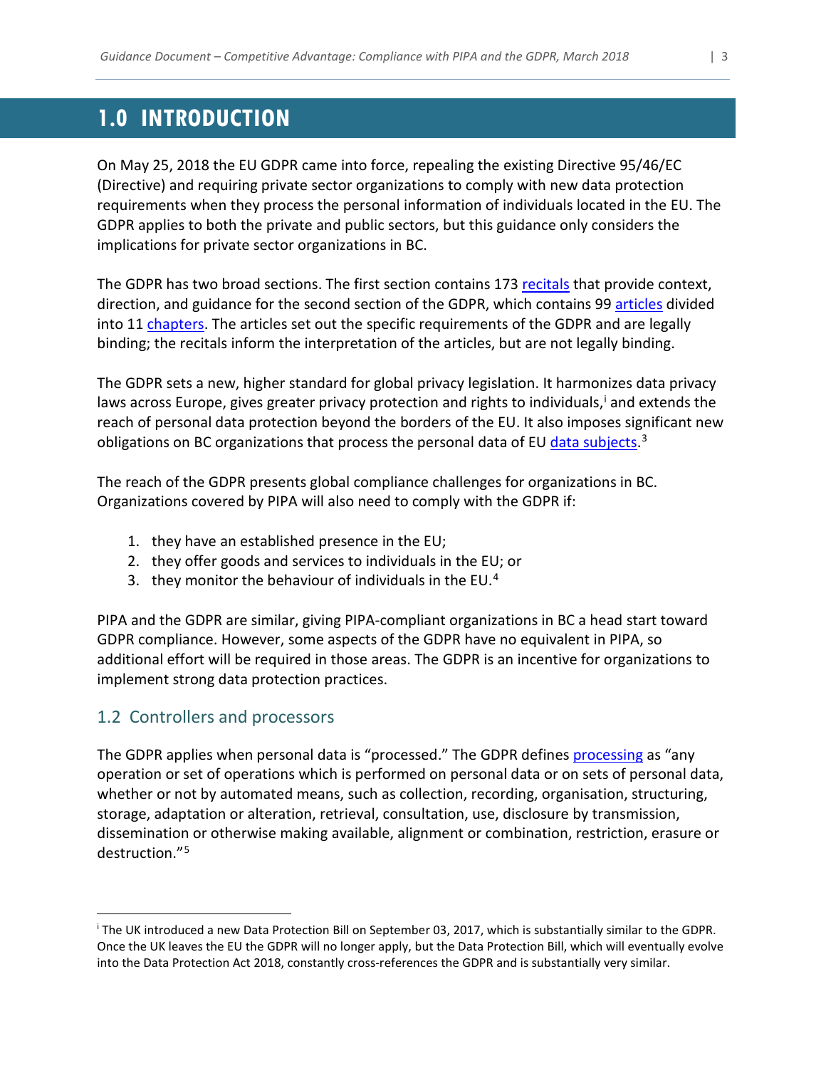# 1.0 INTRODUCTION

On May 25, 2018 the EU GDPR came into force, repealing the existing Directive 95/46/EC (Directive) and requiring private sector organizations to comply with new data protection requirements when they process the personal information of individuals located in the EU. The GDPR applies to both the private and public sectors, but this guidance only considers the implications for private sector organizations in BC.

The GDPR has two broad sections. The first section contains 173 recitals that provide context, direction, and guidance for the second section of the GDPR, which contains 99 articles divided into 11 chapters. The articles set out the specific requirements of the GDPR and are legally binding; the recitals inform the interpretation of the articles, but are not legally binding.

The GDPR sets a new, higher standard for global privacy legislation. It harmonizes data privacy laws across Europe, gives greater privacy protection and rights to individuals,[i] and extends the reach of personal data protection beyond the borders of the EU. It also imposes significant new obligations on BC organizations that process the personal data of EU data subjects.[3]

The reach of the GDPR presents global compliance challenges for organizations in BC. Organizations covered by PIPA will also need to comply with the GDPR if:

1. they have an established presence in the EU;
2. they offer goods and services to individuals in the EU; or
3. they monitor the behaviour of individuals in the EU.[4]

PIPA and the GDPR are similar, giving PIPA-compliant organizations in BC a head start toward GDPR compliance. However, some aspects of the GDPR have no equivalent in PIPA, so additional effort will be required in those areas. The GDPR is an incentive for organizations to implement strong data protection practices.

## 1.2 Controllers and processors

The GDPR applies when personal data is "processed." The GDPR defines processing as "any operation or set of operations which is performed on personal data or on sets of personal data, whether or not by automated means, such as collection, recording, organisation, structuring, storage, adaptation or alteration, retrieval, consultation, use, disclosure by transmission, dissemination or otherwise making available, alignment or combination, restriction, erasure or destruction."[5]

---

[i] The UK introduced a new Data Protection Bill on September 03, 2017, which is substantially similar to the GDPR. Once the UK leaves the EU the GDPR will no longer apply, but the Data Protection Bill, which will eventually evolve into the Data Protection Act 2018, constantly cross-references the GDPR and is substantially very similar.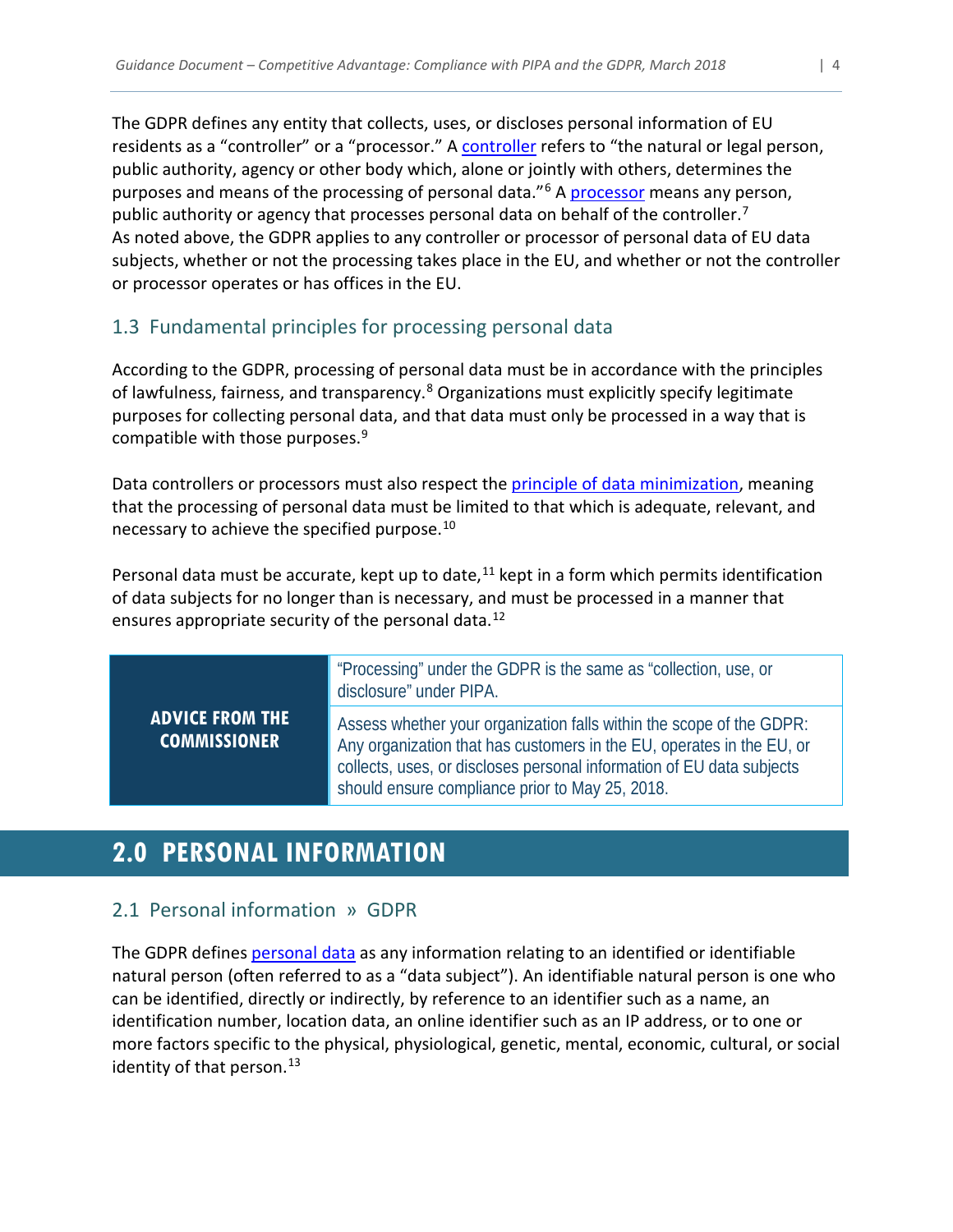The GDPR defines any entity that collects, uses, or discloses personal information of EU residents as a "controller" or a "processor." A controller refers to "the natural or legal person, public authority, agency or other body which, alone or jointly with others, determines the purposes and means of the processing of personal data."[6] A processor means any person, public authority or agency that processes personal data on behalf of the controller.[7] As noted above, the GDPR applies to any controller or processor of personal data of EU data subjects, whether or not the processing takes place in the EU, and whether or not the controller or processor operates or has offices in the EU.

## 1.3 Fundamental principles for processing personal data

According to the GDPR, processing of personal data must be in accordance with the principles of lawfulness, fairness, and transparency.[8] Organizations must explicitly specify legitimate purposes for collecting personal data, and that data must only be processed in a way that is compatible with those purposes.[9]

Data controllers or processors must also respect the principle of data minimization, meaning that the processing of personal data must be limited to that which is adequate, relevant, and necessary to achieve the specified purpose.[10]

Personal data must be accurate, kept up to date,[11] kept in a form which permits identification of data subjects for no longer than is necessary, and must be processed in a manner that ensures appropriate security of the personal data.[12]

| ADVICE FROM THE COMMISSIONER | |
|---|---|
| | "Processing" under the GDPR is the same as "collection, use, or disclosure" under PIPA. |
| | Assess whether your organization falls within the scope of the GDPR: Any organization that has customers in the EU, operates in the EU, or collects, uses, or discloses personal information of EU data subjects should ensure compliance prior to May 25, 2018. |

# 2.0 PERSONAL INFORMATION

## 2.1 Personal information » GDPR

The GDPR defines personal data as any information relating to an identified or identifiable natural person (often referred to as a "data subject"). An identifiable natural person is one who can be identified, directly or indirectly, by reference to an identifier such as a name, an identification number, location data, an online identifier such as an IP address, or to one or more factors specific to the physical, physiological, genetic, mental, economic, cultural, or social identity of that person.[13]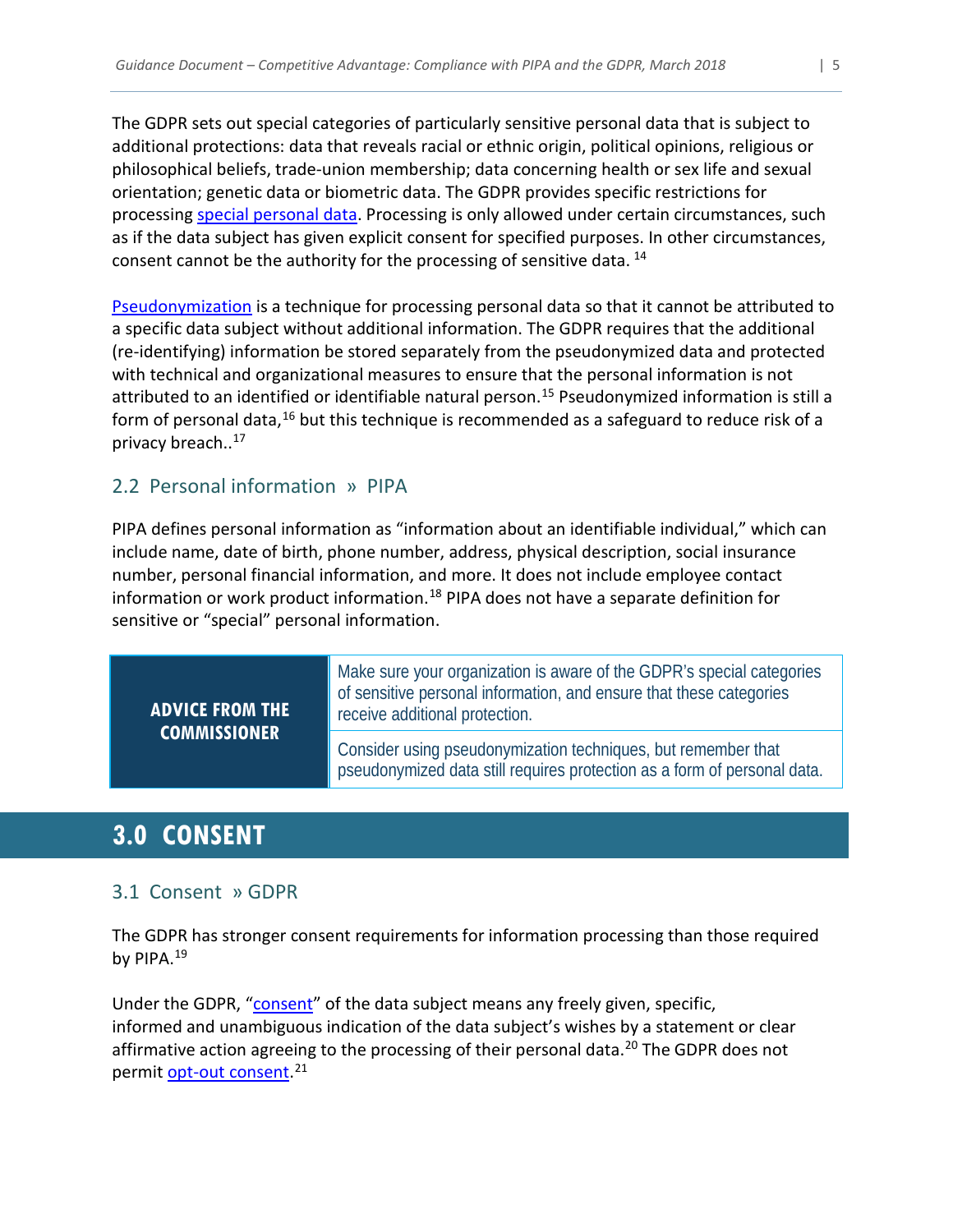The GDPR sets out special categories of particularly sensitive personal data that is subject to additional protections: data that reveals racial or ethnic origin, political opinions, religious or philosophical beliefs, trade-union membership; data concerning health or sex life and sexual orientation; genetic data or biometric data. The GDPR provides specific restrictions for processing special personal data. Processing is only allowed under certain circumstances, such as if the data subject has given explicit consent for specified purposes. In other circumstances, consent cannot be the authority for the processing of sensitive data. [14]

Pseudonymization is a technique for processing personal data so that it cannot be attributed to a specific data subject without additional information. The GDPR requires that the additional (re-identifying) information be stored separately from the pseudonymized data and protected with technical and organizational measures to ensure that the personal information is not attributed to an identified or identifiable natural person.[15] Pseudonymized information is still a form of personal data,[16] but this technique is recommended as a safeguard to reduce risk of a privacy breach..[17]

### 2.2 Personal information » PIPA

PIPA defines personal information as "information about an identifiable individual," which can include name, date of birth, phone number, address, physical description, social insurance number, personal financial information, and more. It does not include employee contact information or work product information.[18] PIPA does not have a separate definition for sensitive or "special" personal information.

| **ADVICE FROM THE COMMISSIONER** | Make sure your organization is aware of the GDPR's special categories of sensitive personal information, and ensure that these categories receive additional protection. |
|---|---|
| | Consider using pseudonymization techniques, but remember that pseudonymized data still requires protection as a form of personal data. |

## 3.0 CONSENT

### 3.1 Consent » GDPR

The GDPR has stronger consent requirements for information processing than those required by PIPA.[19]

Under the GDPR, "consent" of the data subject means any freely given, specific, informed and unambiguous indication of the data subject's wishes by a statement or clear affirmative action agreeing to the processing of their personal data.[20] The GDPR does not permit opt-out consent.[21]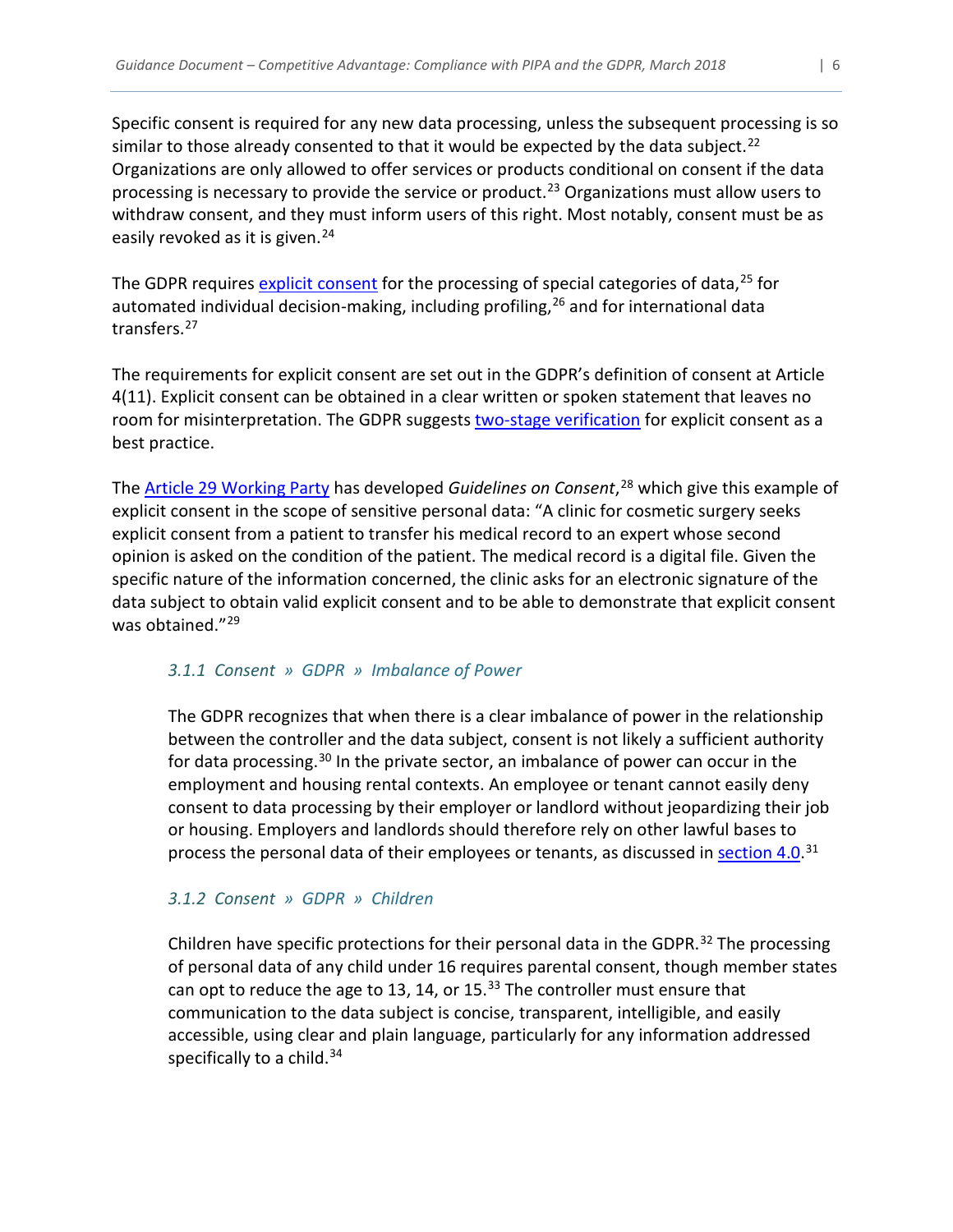Specific consent is required for any new data processing, unless the subsequent processing is so similar to those already consented to that it would be expected by the data subject.[22] Organizations are only allowed to offer services or products conditional on consent if the data processing is necessary to provide the service or product.[23] Organizations must allow users to withdraw consent, and they must inform users of this right. Most notably, consent must be as easily revoked as it is given.[24]

The GDPR requires explicit consent for the processing of special categories of data,[25] for automated individual decision-making, including profiling,[26] and for international data transfers.[27]

The requirements for explicit consent are set out in the GDPR's definition of consent at Article 4(11). Explicit consent can be obtained in a clear written or spoken statement that leaves no room for misinterpretation. The GDPR suggests two-stage verification for explicit consent as a best practice.

The Article 29 Working Party has developed *Guidelines on Consent*,[28] which give this example of explicit consent in the scope of sensitive personal data: "A clinic for cosmetic surgery seeks explicit consent from a patient to transfer his medical record to an expert whose second opinion is asked on the condition of the patient. The medical record is a digital file. Given the specific nature of the information concerned, the clinic asks for an electronic signature of the data subject to obtain valid explicit consent and to be able to demonstrate that explicit consent was obtained."[29]

### *3.1.1 Consent » GDPR » Imbalance of Power*

The GDPR recognizes that when there is a clear imbalance of power in the relationship between the controller and the data subject, consent is not likely a sufficient authority for data processing.[30] In the private sector, an imbalance of power can occur in the employment and housing rental contexts. An employee or tenant cannot easily deny consent to data processing by their employer or landlord without jeopardizing their job or housing. Employers and landlords should therefore rely on other lawful bases to process the personal data of their employees or tenants, as discussed in section 4.0.[31]

### *3.1.2 Consent » GDPR » Children*

Children have specific protections for their personal data in the GDPR.[32] The processing of personal data of any child under 16 requires parental consent, though member states can opt to reduce the age to 13, 14, or 15.[33] The controller must ensure that communication to the data subject is concise, transparent, intelligible, and easily accessible, using clear and plain language, particularly for any information addressed specifically to a child.[34]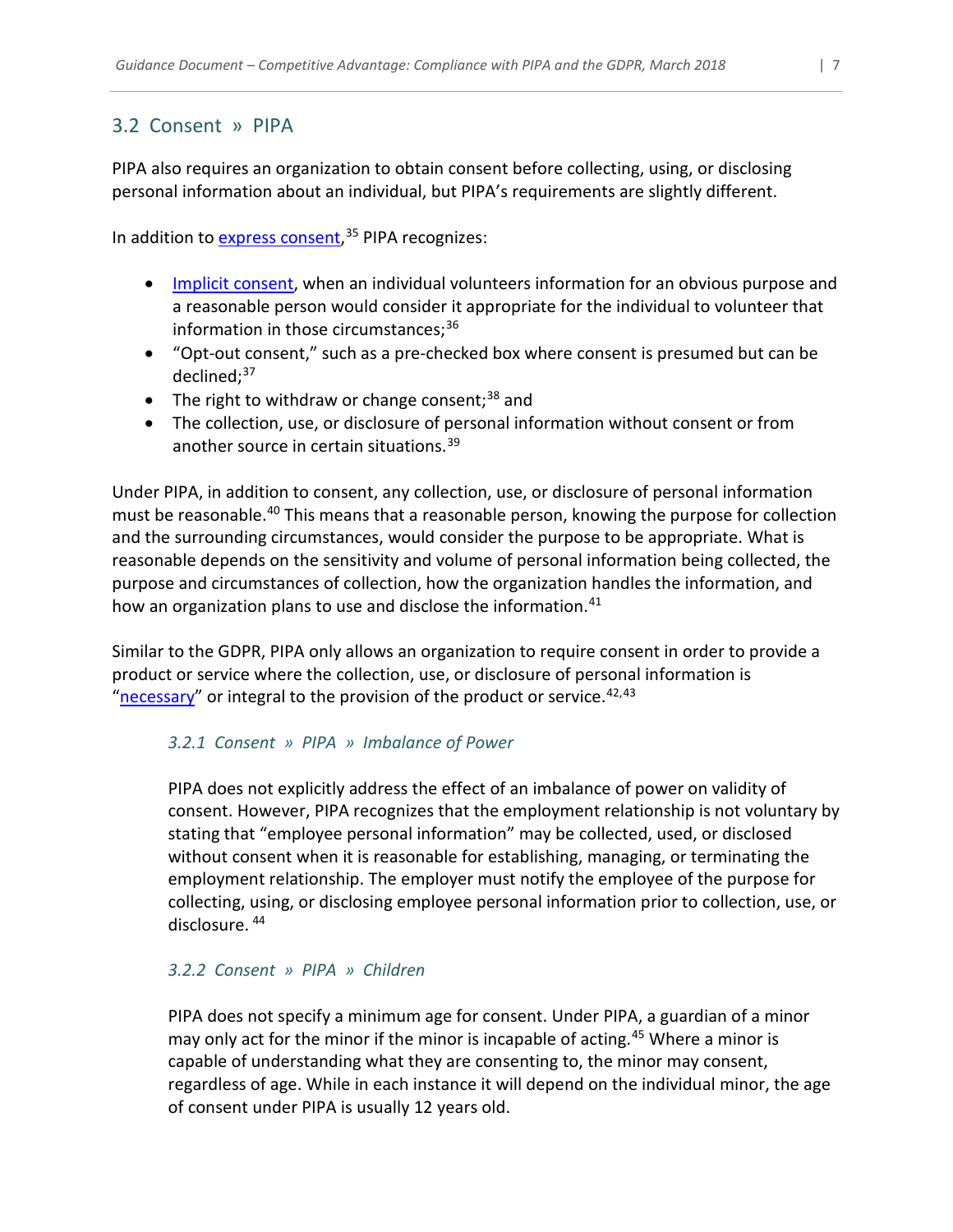## 3.2 Consent » PIPA

PIPA also requires an organization to obtain consent before collecting, using, or disclosing personal information about an individual, but PIPA's requirements are slightly different.

In addition to express consent,[35] PIPA recognizes:

- Implicit consent, when an individual volunteers information for an obvious purpose and a reasonable person would consider it appropriate for the individual to volunteer that information in those circumstances;[36]
- "Opt-out consent," such as a pre-checked box where consent is presumed but can be declined;[37]
- The right to withdraw or change consent;[38] and
- The collection, use, or disclosure of personal information without consent or from another source in certain situations.[39]

Under PIPA, in addition to consent, any collection, use, or disclosure of personal information must be reasonable.[40] This means that a reasonable person, knowing the purpose for collection and the surrounding circumstances, would consider the purpose to be appropriate. What is reasonable depends on the sensitivity and volume of personal information being collected, the purpose and circumstances of collection, how the organization handles the information, and how an organization plans to use and disclose the information.[41]

Similar to the GDPR, PIPA only allows an organization to require consent in order to provide a product or service where the collection, use, or disclosure of personal information is "necessary" or integral to the provision of the product or service.[42,43]

### *3.2.1 Consent » PIPA » Imbalance of Power*

PIPA does not explicitly address the effect of an imbalance of power on validity of consent. However, PIPA recognizes that the employment relationship is not voluntary by stating that "employee personal information" may be collected, used, or disclosed without consent when it is reasonable for establishing, managing, or terminating the employment relationship. The employer must notify the employee of the purpose for collecting, using, or disclosing employee personal information prior to collection, use, or disclosure. [44]

### *3.2.2 Consent » PIPA » Children*

PIPA does not specify a minimum age for consent. Under PIPA, a guardian of a minor may only act for the minor if the minor is incapable of acting.[45] Where a minor is capable of understanding what they are consenting to, the minor may consent, regardless of age. While in each instance it will depend on the individual minor, the age of consent under PIPA is usually 12 years old.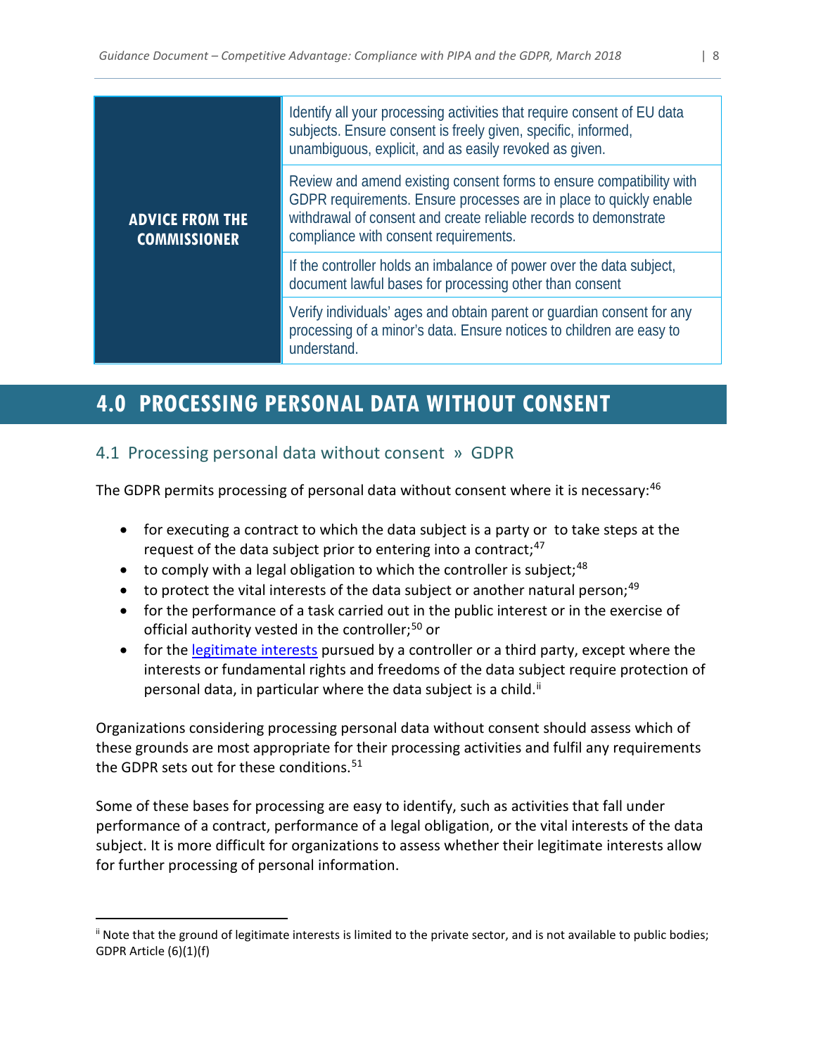| ADVICE FROM THE COMMISSIONER | |
|---|---|
| | Identify all your processing activities that require consent of EU data subjects. Ensure consent is freely given, specific, informed, unambiguous, explicit, and as easily revoked as given. |
| | Review and amend existing consent forms to ensure compatibility with GDPR requirements. Ensure processes are in place to quickly enable withdrawal of consent and create reliable records to demonstrate compliance with consent requirements. |
| | If the controller holds an imbalance of power over the data subject, document lawful bases for processing other than consent |
| | Verify individuals' ages and obtain parent or guardian consent for any processing of a minor's data. Ensure notices to children are easy to understand. |

# 4.0 PROCESSING PERSONAL DATA WITHOUT CONSENT

## 4.1 Processing personal data without consent » GDPR

The GDPR permits processing of personal data without consent where it is necessary:[46]

- for executing a contract to which the data subject is a party or to take steps at the request of the data subject prior to entering into a contract;[47]
- to comply with a legal obligation to which the controller is subject;[48]
- to protect the vital interests of the data subject or another natural person;[49]
- for the performance of a task carried out in the public interest or in the exercise of official authority vested in the controller;[50] or
- for the legitimate interests pursued by a controller or a third party, except where the interests or fundamental rights and freedoms of the data subject require protection of personal data, in particular where the data subject is a child.[ii]

Organizations considering processing personal data without consent should assess which of these grounds are most appropriate for their processing activities and fulfil any requirements the GDPR sets out for these conditions.[51]

Some of these bases for processing are easy to identify, such as activities that fall under performance of a contract, performance of a legal obligation, or the vital interests of the data subject. It is more difficult for organizations to assess whether their legitimate interests allow for further processing of personal information.

---

[ii] Note that the ground of legitimate interests is limited to the private sector, and is not available to public bodies; GDPR Article (6)(1)(f)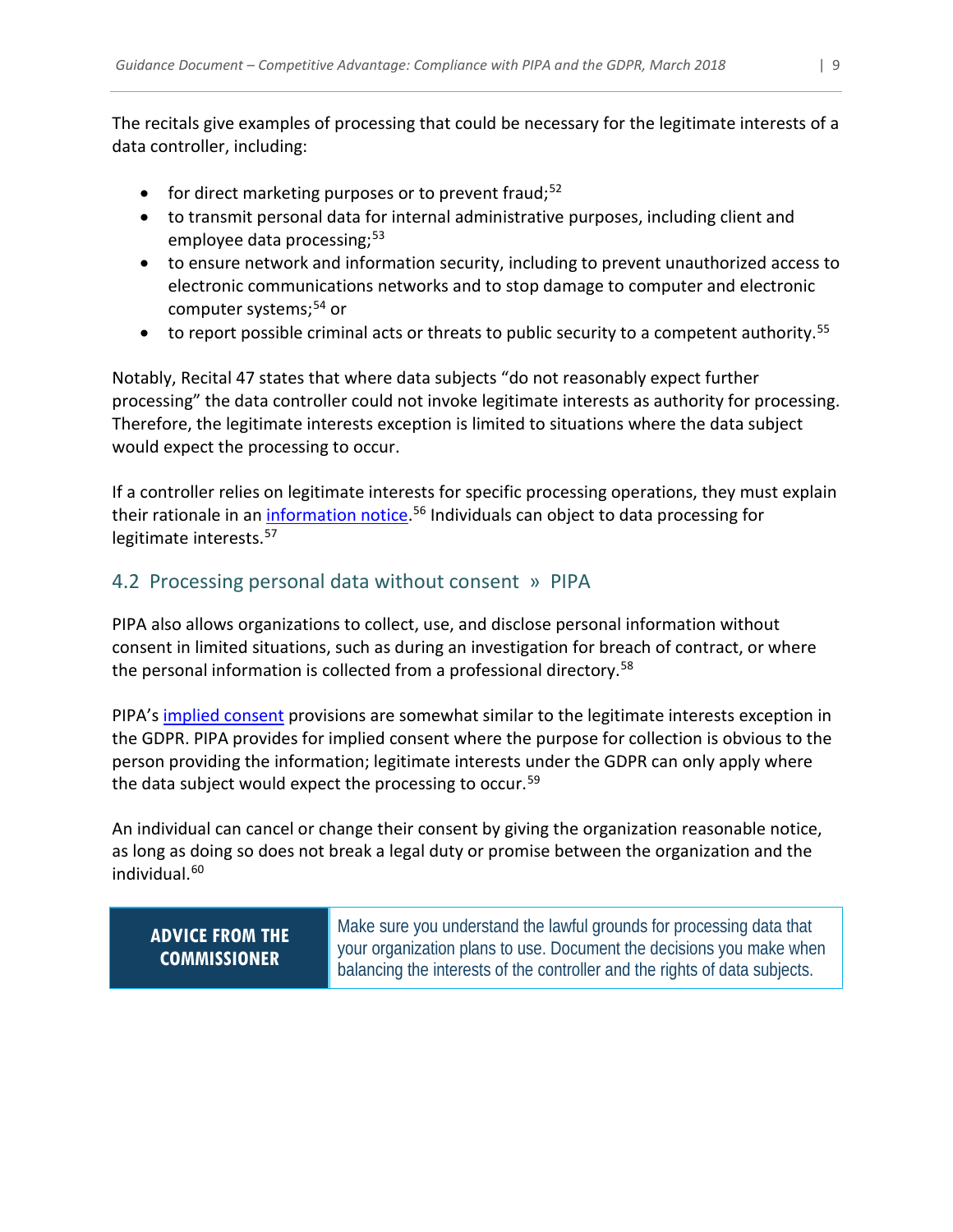The recitals give examples of processing that could be necessary for the legitimate interests of a data controller, including:

- for direct marketing purposes or to prevent fraud;[52]
- to transmit personal data for internal administrative purposes, including client and employee data processing;[53]
- to ensure network and information security, including to prevent unauthorized access to electronic communications networks and to stop damage to computer and electronic computer systems;[54] or
- to report possible criminal acts or threats to public security to a competent authority.[55]

Notably, Recital 47 states that where data subjects "do not reasonably expect further processing" the data controller could not invoke legitimate interests as authority for processing. Therefore, the legitimate interests exception is limited to situations where the data subject would expect the processing to occur.

If a controller relies on legitimate interests for specific processing operations, they must explain their rationale in an information notice.[56] Individuals can object to data processing for legitimate interests.[57]

## 4.2 Processing personal data without consent » PIPA

PIPA also allows organizations to collect, use, and disclose personal information without consent in limited situations, such as during an investigation for breach of contract, or where the personal information is collected from a professional directory.[58]

PIPA's implied consent provisions are somewhat similar to the legitimate interests exception in the GDPR. PIPA provides for implied consent where the purpose for collection is obvious to the person providing the information; legitimate interests under the GDPR can only apply where the data subject would expect the processing to occur.[59]

An individual can cancel or change their consent by giving the organization reasonable notice, as long as doing so does not break a legal duty or promise between the organization and the individual.[60]

| ADVICE FROM THE COMMISSIONER | Make sure you understand the lawful grounds for processing data that your organization plans to use. Document the decisions you make when balancing the interests of the controller and the rights of data subjects. |
|---|---|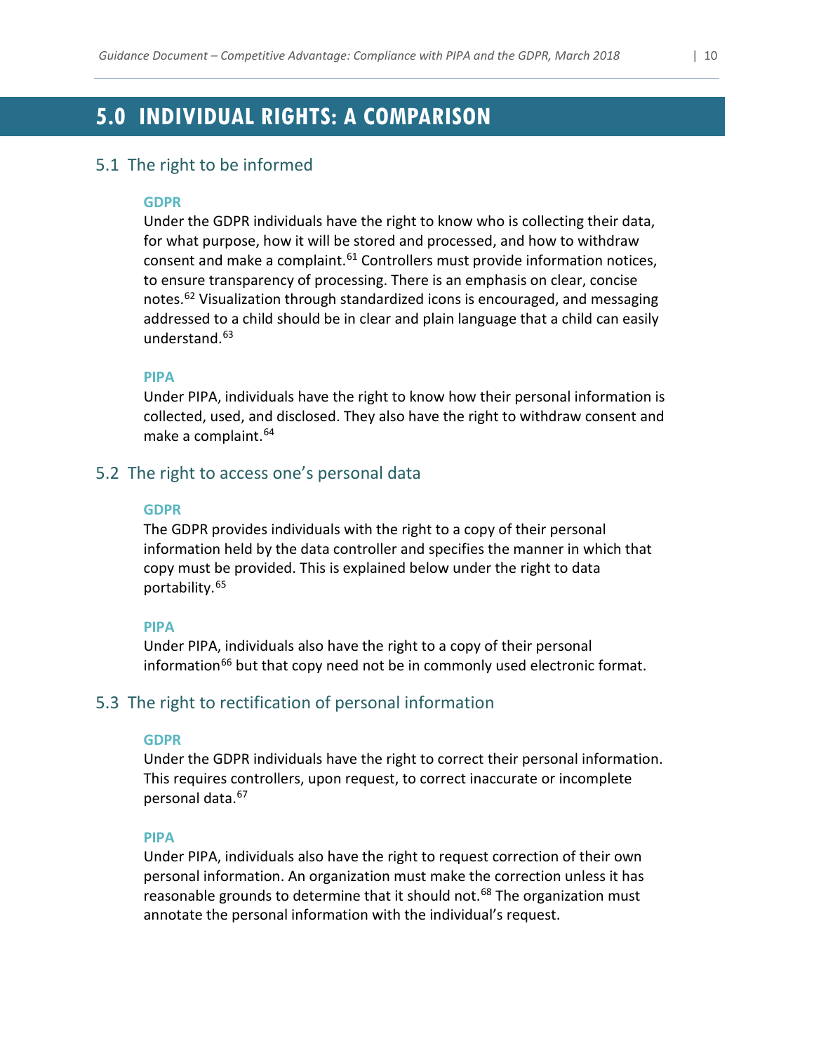# 5.0 INDIVIDUAL RIGHTS: A COMPARISON

## 5.1 The right to be informed

### GDPR

Under the GDPR individuals have the right to know who is collecting their data, for what purpose, how it will be stored and processed, and how to withdraw consent and make a complaint.[61] Controllers must provide information notices, to ensure transparency of processing. There is an emphasis on clear, concise notes.[62] Visualization through standardized icons is encouraged, and messaging addressed to a child should be in clear and plain language that a child can easily understand.[63]

### PIPA

Under PIPA, individuals have the right to know how their personal information is collected, used, and disclosed. They also have the right to withdraw consent and make a complaint.[64]

## 5.2 The right to access one's personal data

### GDPR

The GDPR provides individuals with the right to a copy of their personal information held by the data controller and specifies the manner in which that copy must be provided. This is explained below under the right to data portability.[65]

### PIPA

Under PIPA, individuals also have the right to a copy of their personal information[66] but that copy need not be in commonly used electronic format.

## 5.3 The right to rectification of personal information

### GDPR

Under the GDPR individuals have the right to correct their personal information. This requires controllers, upon request, to correct inaccurate or incomplete personal data.[67]

### PIPA

Under PIPA, individuals also have the right to request correction of their own personal information. An organization must make the correction unless it has reasonable grounds to determine that it should not.[68] The organization must annotate the personal information with the individual's request.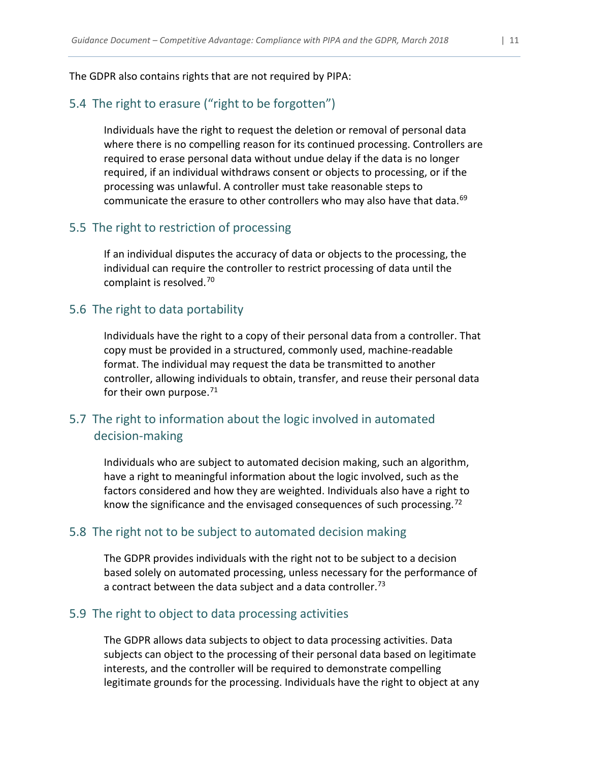The GDPR also contains rights that are not required by PIPA:

## 5.4 The right to erasure ("right to be forgotten")

Individuals have the right to request the deletion or removal of personal data where there is no compelling reason for its continued processing. Controllers are required to erase personal data without undue delay if the data is no longer required, if an individual withdraws consent or objects to processing, or if the processing was unlawful. A controller must take reasonable steps to communicate the erasure to other controllers who may also have that data.[69]

## 5.5 The right to restriction of processing

If an individual disputes the accuracy of data or objects to the processing, the individual can require the controller to restrict processing of data until the complaint is resolved.[70]

## 5.6 The right to data portability

Individuals have the right to a copy of their personal data from a controller. That copy must be provided in a structured, commonly used, machine-readable format. The individual may request the data be transmitted to another controller, allowing individuals to obtain, transfer, and reuse their personal data for their own purpose.[71]

## 5.7 The right to information about the logic involved in automated decision-making

Individuals who are subject to automated decision making, such an algorithm, have a right to meaningful information about the logic involved, such as the factors considered and how they are weighted. Individuals also have a right to know the significance and the envisaged consequences of such processing.[72]

## 5.8 The right not to be subject to automated decision making

The GDPR provides individuals with the right not to be subject to a decision based solely on automated processing, unless necessary for the performance of a contract between the data subject and a data controller.[73]

## 5.9 The right to object to data processing activities

The GDPR allows data subjects to object to data processing activities. Data subjects can object to the processing of their personal data based on legitimate interests, and the controller will be required to demonstrate compelling legitimate grounds for the processing. Individuals have the right to object at any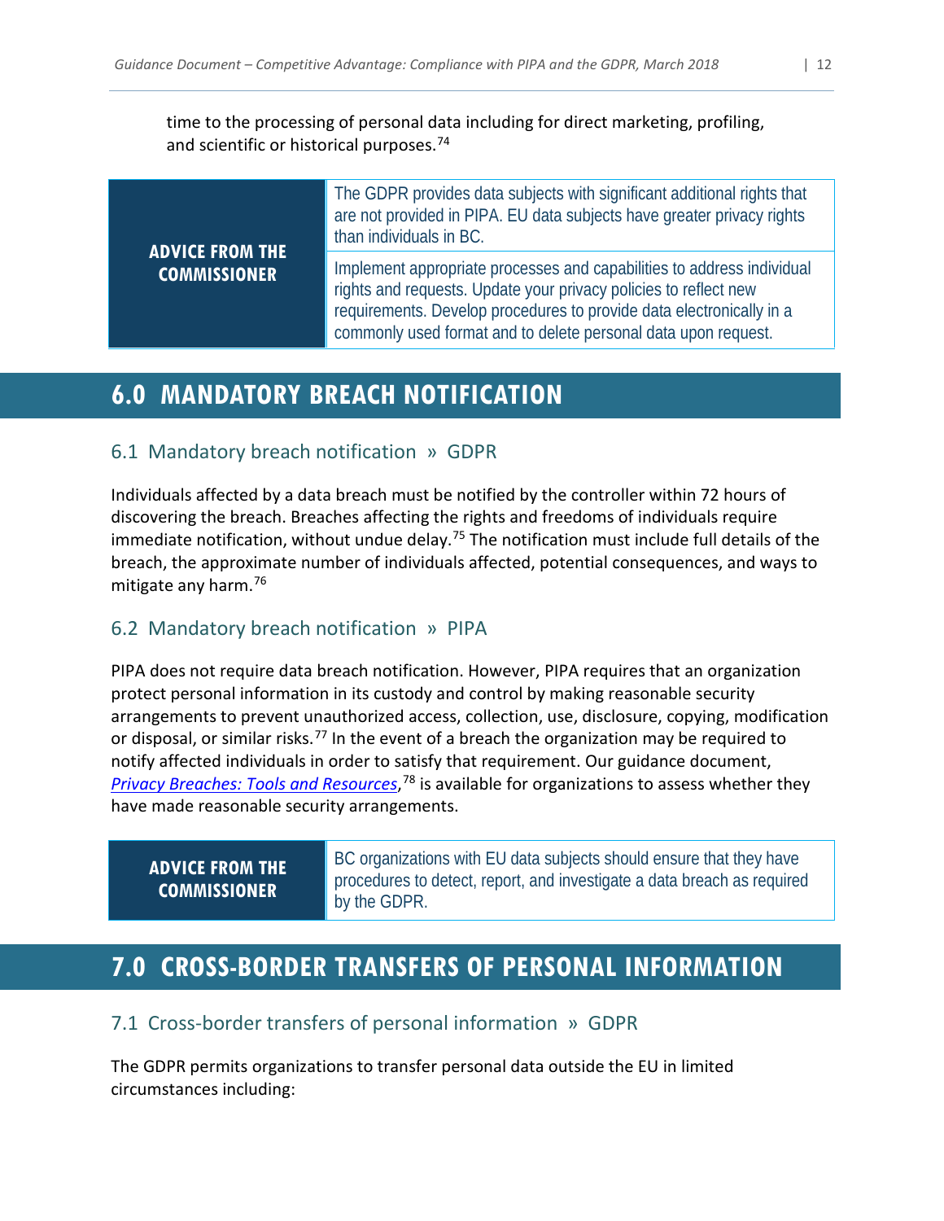time to the processing of personal data including for direct marketing, profiling, and scientific or historical purposes.[74]

| ADVICE FROM THE COMMISSIONER | |
|---|---|
| | The GDPR provides data subjects with significant additional rights that are not provided in PIPA. EU data subjects have greater privacy rights than individuals in BC. |
| | Implement appropriate processes and capabilities to address individual rights and requests. Update your privacy policies to reflect new requirements. Develop procedures to provide data electronically in a commonly used format and to delete personal data upon request. |

# 6.0 MANDATORY BREACH NOTIFICATION

## 6.1 Mandatory breach notification » GDPR

Individuals affected by a data breach must be notified by the controller within 72 hours of discovering the breach. Breaches affecting the rights and freedoms of individuals require immediate notification, without undue delay.[75] The notification must include full details of the breach, the approximate number of individuals affected, potential consequences, and ways to mitigate any harm.[76]

## 6.2 Mandatory breach notification » PIPA

PIPA does not require data breach notification. However, PIPA requires that an organization protect personal information in its custody and control by making reasonable security arrangements to prevent unauthorized access, collection, use, disclosure, copying, modification or disposal, or similar risks.[77] In the event of a breach the organization may be required to notify affected individuals in order to satisfy that requirement. Our guidance document, *Privacy Breaches: Tools and Resources*,[78] is available for organizations to assess whether they have made reasonable security arrangements.

| ADVICE FROM THE COMMISSIONER | BC organizations with EU data subjects should ensure that they have procedures to detect, report, and investigate a data breach as required by the GDPR. |
|---|---|

# 7.0 CROSS-BORDER TRANSFERS OF PERSONAL INFORMATION

## 7.1 Cross-border transfers of personal information » GDPR

The GDPR permits organizations to transfer personal data outside the EU in limited circumstances including: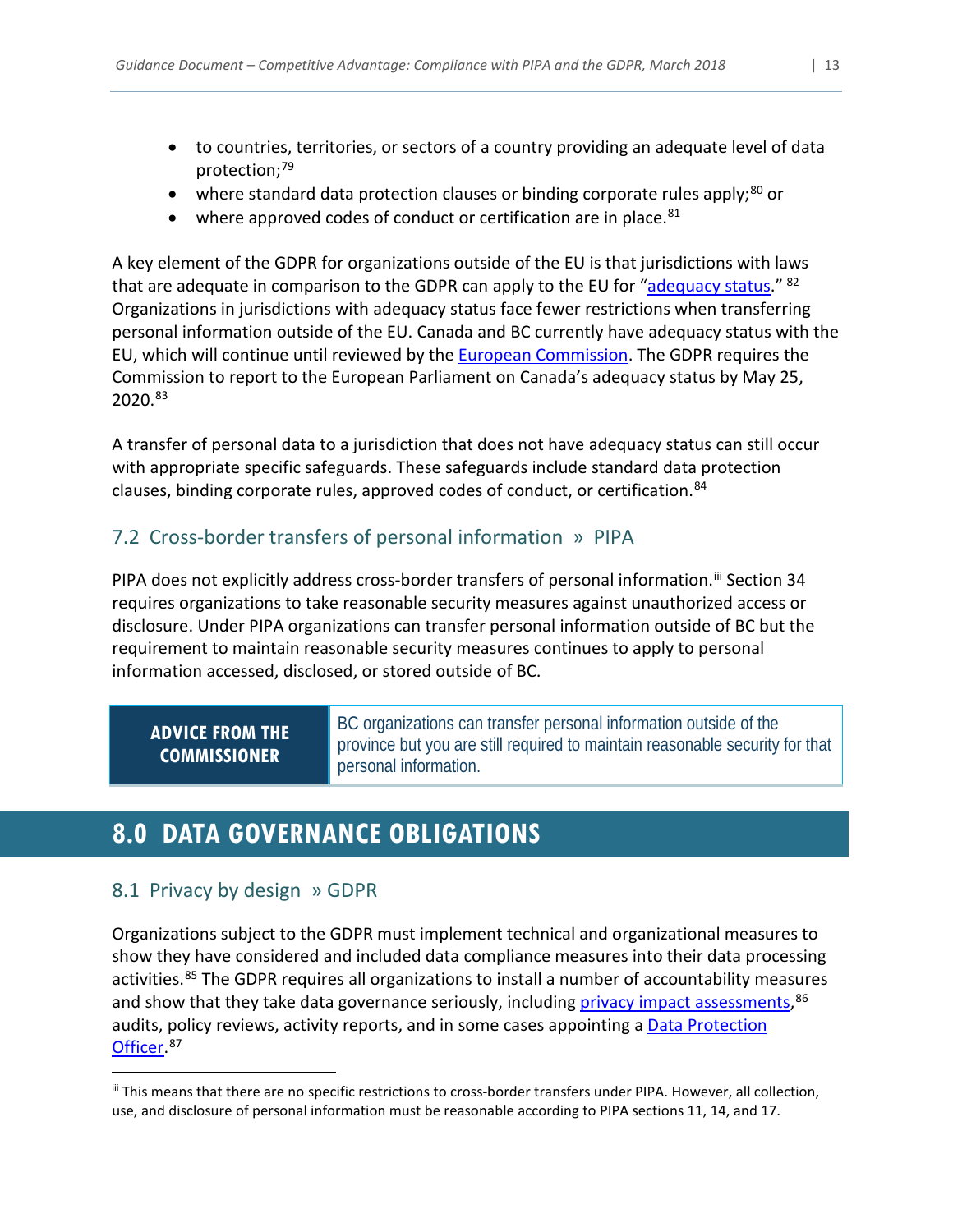- to countries, territories, or sectors of a country providing an adequate level of data protection;[79]
- where standard data protection clauses or binding corporate rules apply;[80] or
- where approved codes of conduct or certification are in place.[81]

A key element of the GDPR for organizations outside of the EU is that jurisdictions with laws that are adequate in comparison to the GDPR can apply to the EU for "adequacy status." [82] Organizations in jurisdictions with adequacy status face fewer restrictions when transferring personal information outside of the EU. Canada and BC currently have adequacy status with the EU, which will continue until reviewed by the European Commission. The GDPR requires the Commission to report to the European Parliament on Canada's adequacy status by May 25, 2020.[83]

A transfer of personal data to a jurisdiction that does not have adequacy status can still occur with appropriate specific safeguards. These safeguards include standard data protection clauses, binding corporate rules, approved codes of conduct, or certification.[84]

### 7.2 Cross-border transfers of personal information » PIPA

PIPA does not explicitly address cross-border transfers of personal information.[iii] Section 34 requires organizations to take reasonable security measures against unauthorized access or disclosure. Under PIPA organizations can transfer personal information outside of BC but the requirement to maintain reasonable security measures continues to apply to personal information accessed, disclosed, or stored outside of BC.

| **ADVICE FROM THE COMMISSIONER** | BC organizations can transfer personal information outside of the province but you are still required to maintain reasonable security for that personal information. |
|---|---|

## 8.0 DATA GOVERNANCE OBLIGATIONS

### 8.1 Privacy by design » GDPR

Organizations subject to the GDPR must implement technical and organizational measures to show they have considered and included data compliance measures into their data processing activities.[85] The GDPR requires all organizations to install a number of accountability measures and show that they take data governance seriously, including privacy impact assessments,[86] audits, policy reviews, activity reports, and in some cases appointing a Data Protection Officer.[87]

---

[iii] This means that there are no specific restrictions to cross-border transfers under PIPA. However, all collection, use, and disclosure of personal information must be reasonable according to PIPA sections 11, 14, and 17.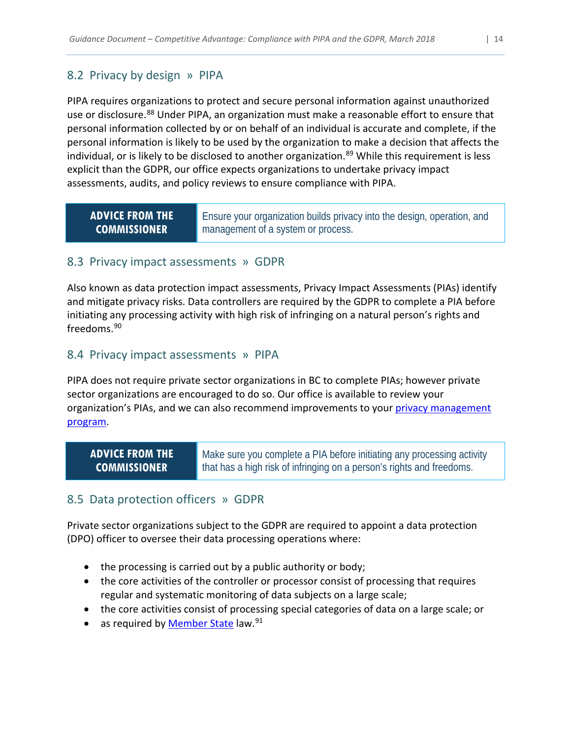## 8.2 Privacy by design » PIPA

PIPA requires organizations to protect and secure personal information against unauthorized use or disclosure.[88] Under PIPA, an organization must make a reasonable effort to ensure that personal information collected by or on behalf of an individual is accurate and complete, if the personal information is likely to be used by the organization to make a decision that affects the individual, or is likely to be disclosed to another organization.[89] While this requirement is less explicit than the GDPR, our office expects organizations to undertake privacy impact assessments, audits, and policy reviews to ensure compliance with PIPA.

| **ADVICE FROM THE COMMISSIONER** | Ensure your organization builds privacy into the design, operation, and management of a system or process. |
|---|---|

## 8.3 Privacy impact assessments » GDPR

Also known as data protection impact assessments, Privacy Impact Assessments (PIAs) identify and mitigate privacy risks. Data controllers are required by the GDPR to complete a PIA before initiating any processing activity with high risk of infringing on a natural person's rights and freedoms.[90]

## 8.4 Privacy impact assessments » PIPA

PIPA does not require private sector organizations in BC to complete PIAs; however private sector organizations are encouraged to do so. Our office is available to review your organization's PIAs, and we can also recommend improvements to your privacy management program.

| **ADVICE FROM THE COMMISSIONER** | Make sure you complete a PIA before initiating any processing activity that has a high risk of infringing on a person's rights and freedoms. |
|---|---|

## 8.5 Data protection officers » GDPR

Private sector organizations subject to the GDPR are required to appoint a data protection (DPO) officer to oversee their data processing operations where:

- the processing is carried out by a public authority or body;
- the core activities of the controller or processor consist of processing that requires regular and systematic monitoring of data subjects on a large scale;
- the core activities consist of processing special categories of data on a large scale; or
- as required by Member State law.[91]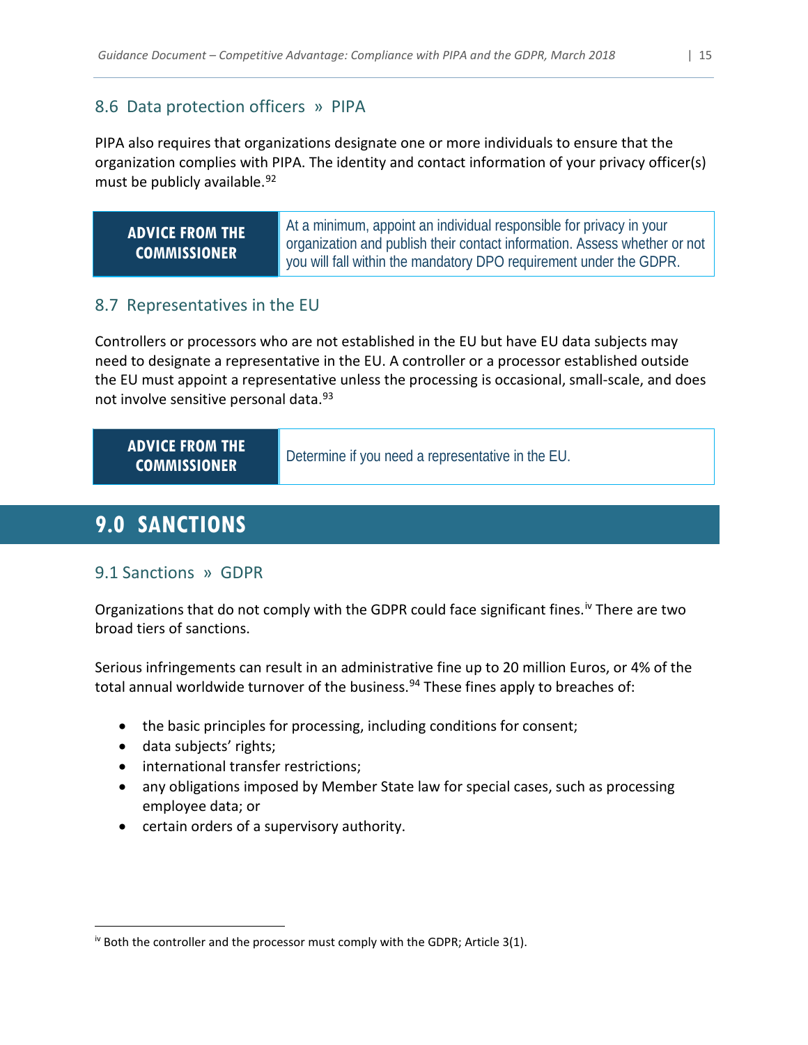## 8.6 Data protection officers » PIPA

PIPA also requires that organizations designate one or more individuals to ensure that the organization complies with PIPA. The identity and contact information of your privacy officer(s) must be publicly available.[92]

| ADVICE FROM THE COMMISSIONER | At a minimum, appoint an individual responsible for privacy in your organization and publish their contact information. Assess whether or not you will fall within the mandatory DPO requirement under the GDPR. |
|---|---|

## 8.7 Representatives in the EU

Controllers or processors who are not established in the EU but have EU data subjects may need to designate a representative in the EU. A controller or a processor established outside the EU must appoint a representative unless the processing is occasional, small-scale, and does not involve sensitive personal data.[93]

| ADVICE FROM THE COMMISSIONER | Determine if you need a representative in the EU. |
|---|---|

# 9.0 SANCTIONS

## 9.1 Sanctions » GDPR

Organizations that do not comply with the GDPR could face significant fines.[iv] There are two broad tiers of sanctions.

Serious infringements can result in an administrative fine up to 20 million Euros, or 4% of the total annual worldwide turnover of the business.[94] These fines apply to breaches of:

- the basic principles for processing, including conditions for consent;
- data subjects' rights;
- international transfer restrictions;
- any obligations imposed by Member State law for special cases, such as processing employee data; or
- certain orders of a supervisory authority.

[iv] Both the controller and the processor must comply with the GDPR; Article 3(1).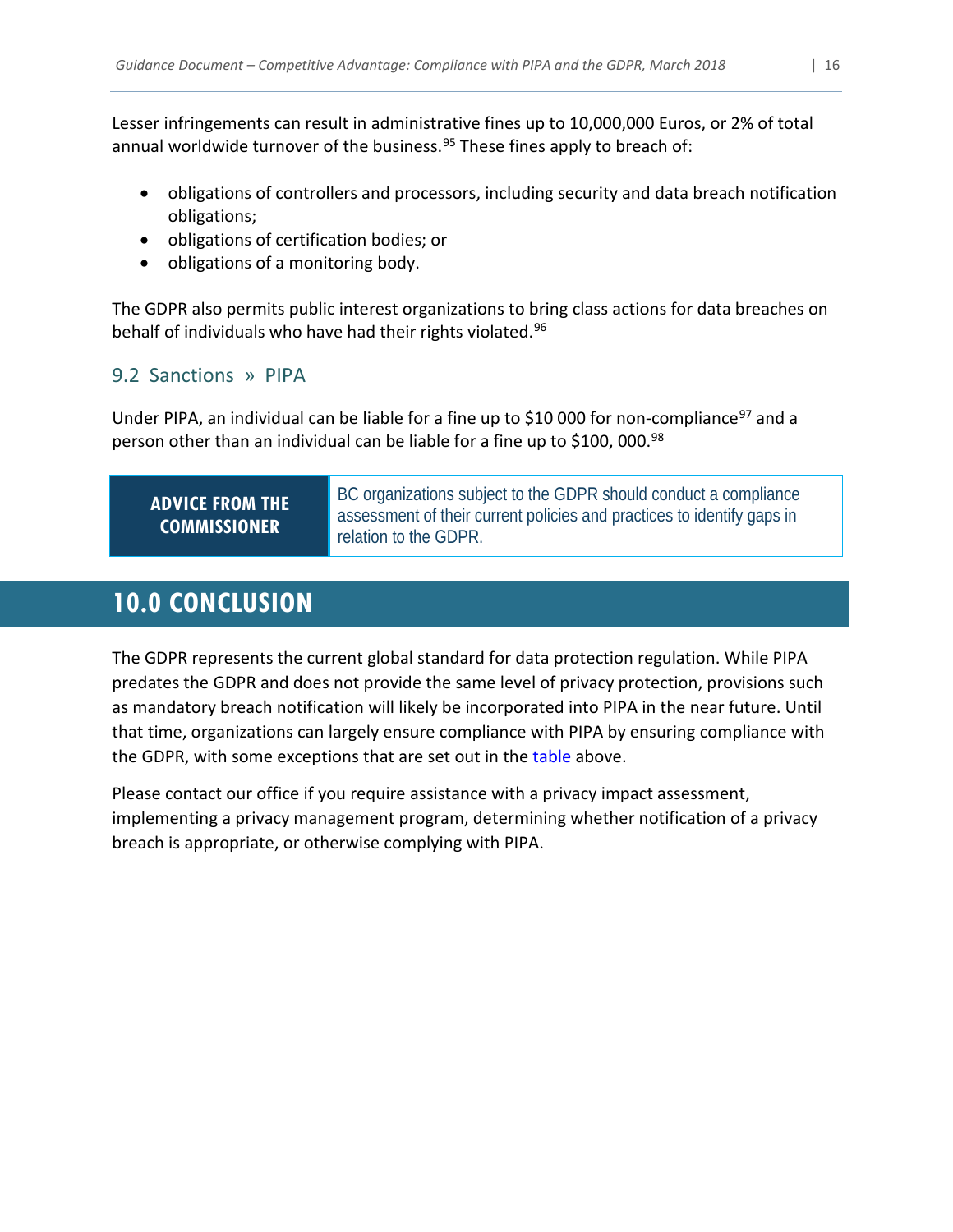Lesser infringements can result in administrative fines up to 10,000,000 Euros, or 2% of total annual worldwide turnover of the business.[95] These fines apply to breach of:

- obligations of controllers and processors, including security and data breach notification obligations;
- obligations of certification bodies; or
- obligations of a monitoring body.

The GDPR also permits public interest organizations to bring class actions for data breaches on behalf of individuals who have had their rights violated.[96]

### 9.2 Sanctions » PIPA

Under PIPA, an individual can be liable for a fine up to $10 000 for non-compliance[97] and a person other than an individual can be liable for a fine up to $100, 000.[98]

| **ADVICE FROM THE COMMISSIONER** | BC organizations subject to the GDPR should conduct a compliance assessment of their current policies and practices to identify gaps in relation to the GDPR. |
|---|---|

## 10.0 CONCLUSION

The GDPR represents the current global standard for data protection regulation. While PIPA predates the GDPR and does not provide the same level of privacy protection, provisions such as mandatory breach notification will likely be incorporated into PIPA in the near future. Until that time, organizations can largely ensure compliance with PIPA by ensuring compliance with the GDPR, with some exceptions that are set out in the table above.

Please contact our office if you require assistance with a privacy impact assessment, implementing a privacy management program, determining whether notification of a privacy breach is appropriate, or otherwise complying with PIPA.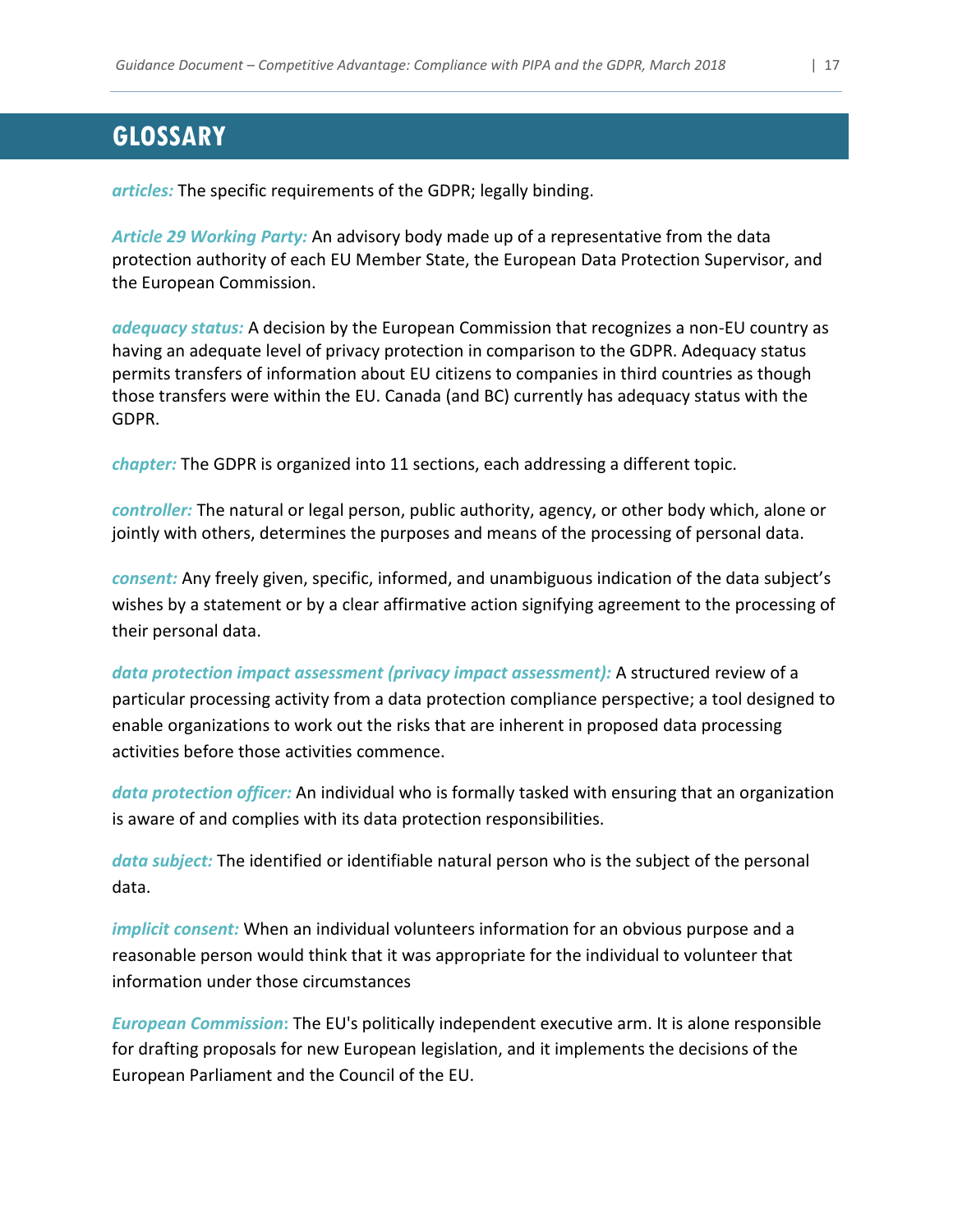# GLOSSARY

***articles:*** The specific requirements of the GDPR; legally binding.

***Article 29 Working Party:*** An advisory body made up of a representative from the data protection authority of each EU Member State, the European Data Protection Supervisor, and the European Commission.

***adequacy status:*** A decision by the European Commission that recognizes a non-EU country as having an adequate level of privacy protection in comparison to the GDPR. Adequacy status permits transfers of information about EU citizens to companies in third countries as though those transfers were within the EU. Canada (and BC) currently has adequacy status with the GDPR.

***chapter:*** The GDPR is organized into 11 sections, each addressing a different topic.

***controller:*** The natural or legal person, public authority, agency, or other body which, alone or jointly with others, determines the purposes and means of the processing of personal data.

***consent:*** Any freely given, specific, informed, and unambiguous indication of the data subject's wishes by a statement or by a clear affirmative action signifying agreement to the processing of their personal data.

***data protection impact assessment (privacy impact assessment):*** A structured review of a particular processing activity from a data protection compliance perspective; a tool designed to enable organizations to work out the risks that are inherent in proposed data processing activities before those activities commence.

***data protection officer:*** An individual who is formally tasked with ensuring that an organization is aware of and complies with its data protection responsibilities.

***data subject:*** The identified or identifiable natural person who is the subject of the personal data.

***implicit consent:*** When an individual volunteers information for an obvious purpose and a reasonable person would think that it was appropriate for the individual to volunteer that information under those circumstances

***European Commission*****:** The EU's politically independent executive arm. It is alone responsible for drafting proposals for new European legislation, and it implements the decisions of the European Parliament and the Council of the EU.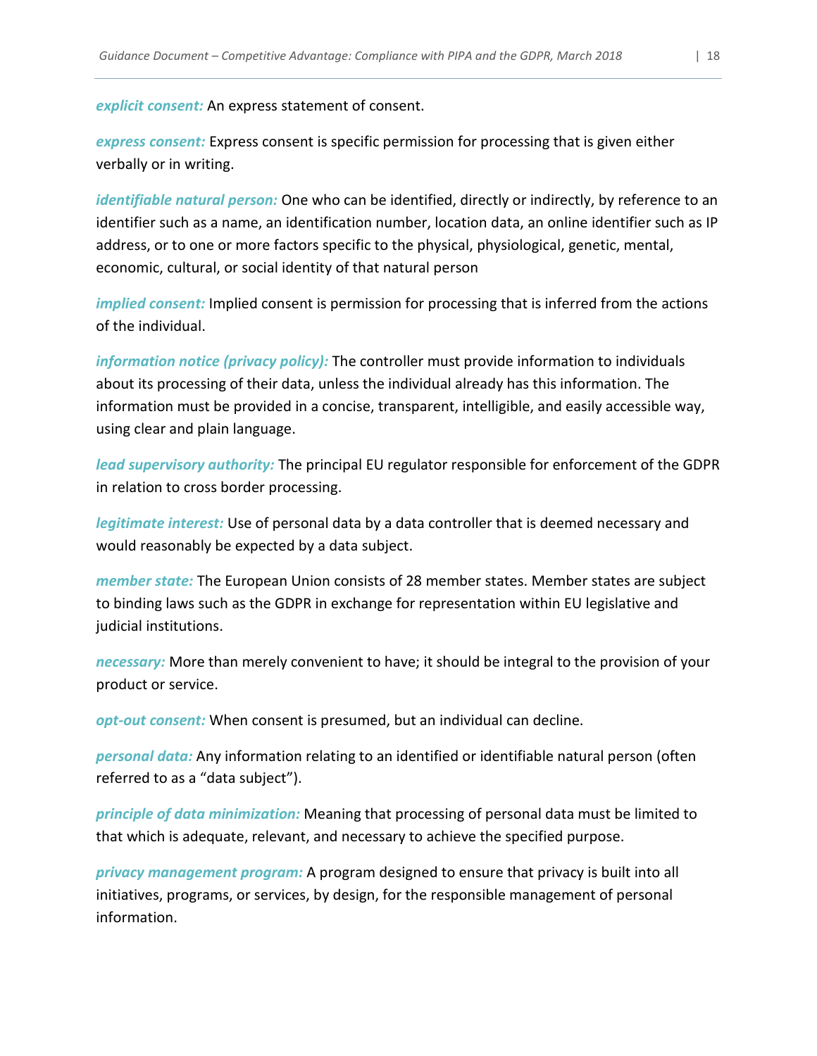***explicit consent:*** An express statement of consent.

***express consent:*** Express consent is specific permission for processing that is given either verbally or in writing.

***identifiable natural person:*** One who can be identified, directly or indirectly, by reference to an identifier such as a name, an identification number, location data, an online identifier such as IP address, or to one or more factors specific to the physical, physiological, genetic, mental, economic, cultural, or social identity of that natural person

***implied consent:*** Implied consent is permission for processing that is inferred from the actions of the individual.

***information notice (privacy policy):*** The controller must provide information to individuals about its processing of their data, unless the individual already has this information. The information must be provided in a concise, transparent, intelligible, and easily accessible way, using clear and plain language.

***lead supervisory authority:*** The principal EU regulator responsible for enforcement of the GDPR in relation to cross border processing.

***legitimate interest:*** Use of personal data by a data controller that is deemed necessary and would reasonably be expected by a data subject.

***member state:*** The European Union consists of 28 member states. Member states are subject to binding laws such as the GDPR in exchange for representation within EU legislative and judicial institutions.

***necessary:*** More than merely convenient to have; it should be integral to the provision of your product or service.

***opt-out consent:*** When consent is presumed, but an individual can decline.

***personal data:*** Any information relating to an identified or identifiable natural person (often referred to as a "data subject").

***principle of data minimization:*** Meaning that processing of personal data must be limited to that which is adequate, relevant, and necessary to achieve the specified purpose.

***privacy management program:*** A program designed to ensure that privacy is built into all initiatives, programs, or services, by design, for the responsible management of personal information.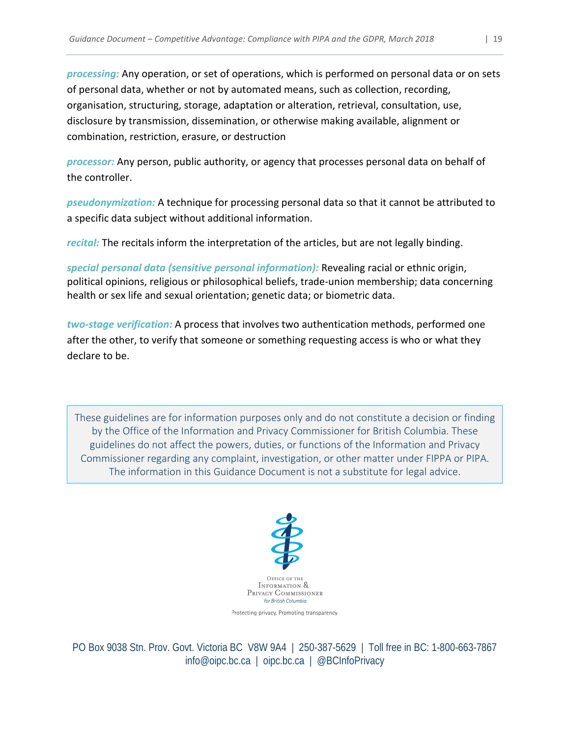***processing:*** Any operation, or set of operations, which is performed on personal data or on sets of personal data, whether or not by automated means, such as collection, recording, organisation, structuring, storage, adaptation or alteration, retrieval, consultation, use, disclosure by transmission, dissemination, or otherwise making available, alignment or combination, restriction, erasure, or destruction

***processor:*** Any person, public authority, or agency that processes personal data on behalf of the controller.

***pseudonymization:*** A technique for processing personal data so that it cannot be attributed to a specific data subject without additional information.

***recital:*** The recitals inform the interpretation of the articles, but are not legally binding.

***special personal data (sensitive personal information):*** Revealing racial or ethnic origin, political opinions, religious or philosophical beliefs, trade-union membership; data concerning health or sex life and sexual orientation; genetic data; or biometric data.

***two-stage verification:*** A process that involves two authentication methods, performed one after the other, to verify that someone or something requesting access is who or what they declare to be.

> These guidelines are for information purposes only and do not constitute a decision or finding by the Office of the Information and Privacy Commissioner for British Columbia. These guidelines do not affect the powers, duties, or functions of the Information and Privacy Commissioner regarding any complaint, investigation, or other matter under FIPPA or PIPA. The information in this Guidance Document is not a substitute for legal advice.

Office of the Information & Privacy Commissioner for British Columbia

Protecting privacy. Promoting transparency.

PO Box 9038 Stn. Prov. Govt. Victoria BC V8W 9A4 | 250-387-5629 | Toll free in BC: 1-800-663-7867
info@oipc.bc.ca | oipc.bc.ca | @BCInfoPrivacy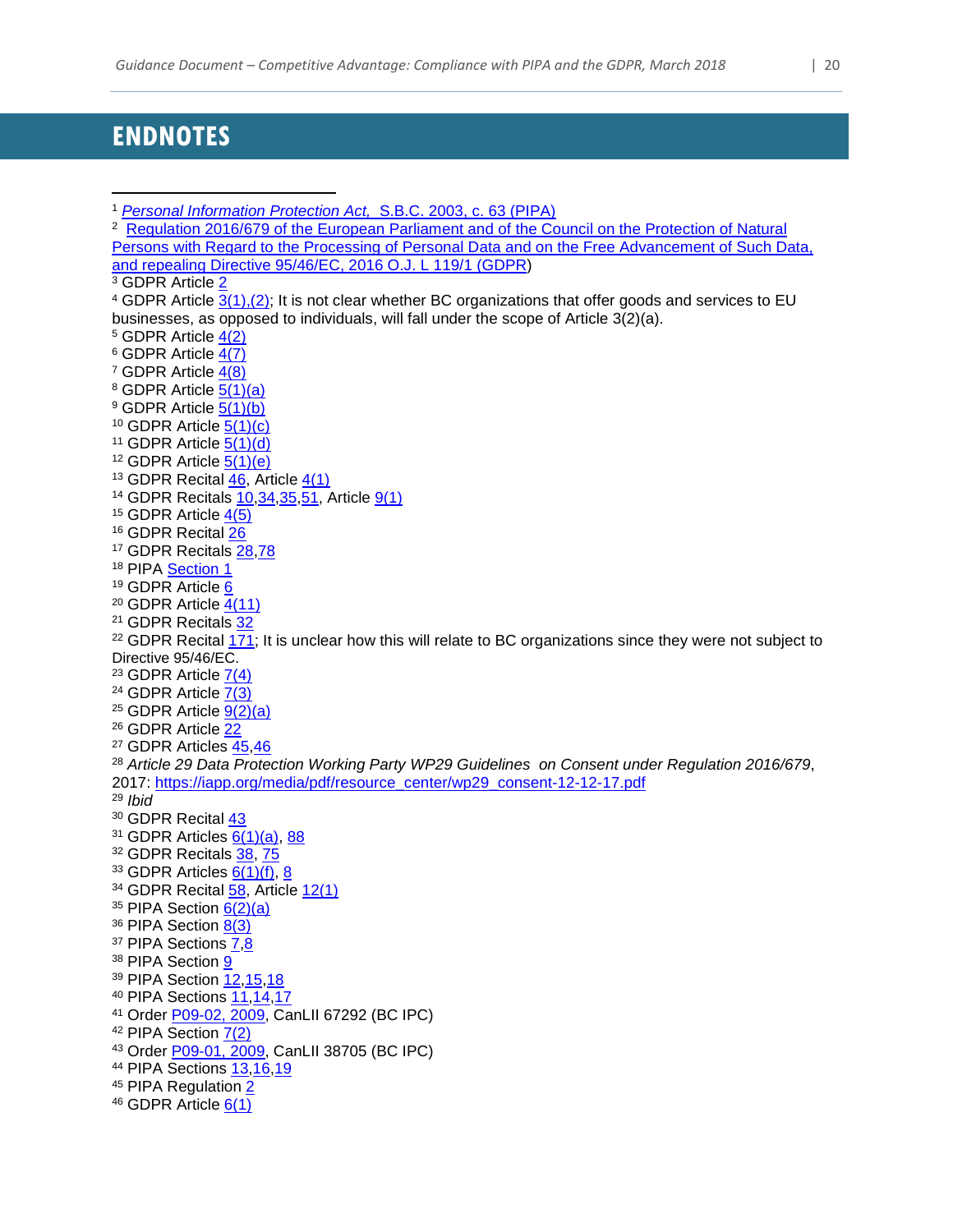# ENDNOTES

[1] *Personal Information Protection Act,* S.B.C. 2003, c. 63 (PIPA)

[2] Regulation 2016/679 of the European Parliament and of the Council on the Protection of Natural Persons with Regard to the Processing of Personal Data and on the Free Advancement of Such Data, and repealing Directive 95/46/EC, 2016 O.J. L 119/1 (GDPR)

[3] GDPR Article 2

[4] GDPR Article 3(1),(2); It is not clear whether BC organizations that offer goods and services to EU businesses, as opposed to individuals, will fall under the scope of Article 3(2)(a).

[5] GDPR Article 4(2)

[6] GDPR Article 4(7)

[7] GDPR Article 4(8)

[8] GDPR Article 5(1)(a)

[9] GDPR Article 5(1)(b)

[10] GDPR Article 5(1)(c)

[11] GDPR Article 5(1)(d)

[12] GDPR Article 5(1)(e)

[13] GDPR Recital 46, Article 4(1)

[14] GDPR Recitals 10,34,35,51, Article 9(1)

[15] GDPR Article 4(5)

[16] GDPR Recital 26

[17] GDPR Recitals 28,78

[18] PIPA Section 1

[19] GDPR Article 6

[20] GDPR Article 4(11)

[21] GDPR Recitals 32

[22] GDPR Recital 171; It is unclear how this will relate to BC organizations since they were not subject to Directive 95/46/EC.

[23] GDPR Article 7(4)

[24] GDPR Article 7(3)

[25] GDPR Article 9(2)(a)

[26] GDPR Article 22

[27] GDPR Articles 45,46

[28] *Article 29 Data Protection Working Party WP29 Guidelines on Consent under Regulation 2016/679*, 2017: https://iapp.org/media/pdf/resource_center/wp29_consent-12-12-17.pdf

[29] *Ibid*

[30] GDPR Recital 43

[31] GDPR Articles 6(1)(a), 88

[32] GDPR Recitals 38, 75

[33] GDPR Articles 6(1)(f), 8

[34] GDPR Recital 58, Article 12(1)

[35] PIPA Section 6(2)(a)

[36] PIPA Section 8(3)

[37] PIPA Sections 7,8

[38] PIPA Section 9

[39] PIPA Section 12,15,18

[40] PIPA Sections 11,14,17

[41] Order P09-02, 2009, CanLII 67292 (BC IPC)

[42] PIPA Section 7(2)

[43] Order P09-01, 2009, CanLII 38705 (BC IPC)

[44] PIPA Sections 13,16,19

[45] PIPA Regulation 2

[46] GDPR Article 6(1)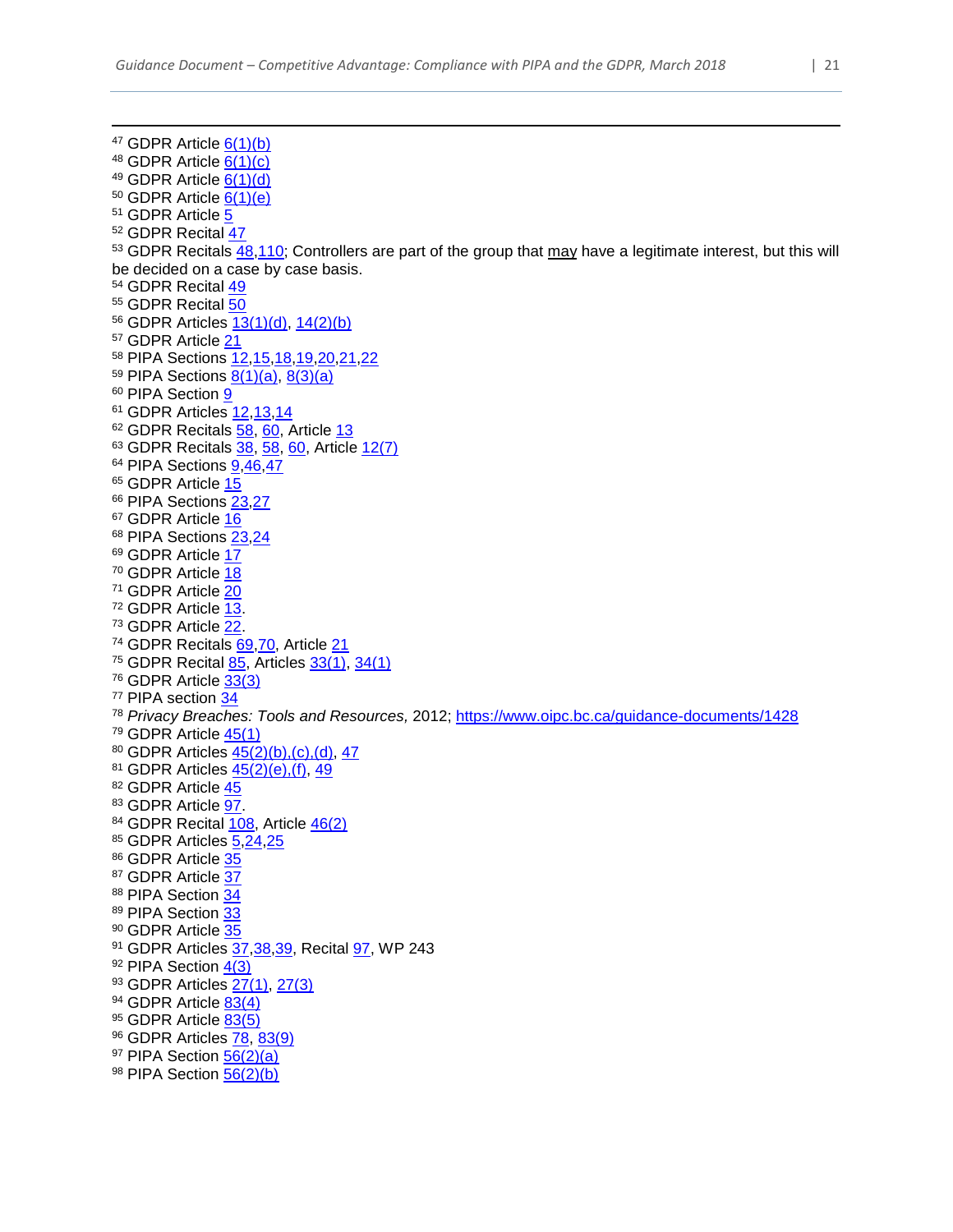[47] GDPR Article 6(1)(b)
[48] GDPR Article 6(1)(c)
[49] GDPR Article 6(1)(d)
[50] GDPR Article 6(1)(e)
[51] GDPR Article 5
[52] GDPR Recital 47
[53] GDPR Recitals 48,110; Controllers are part of the group that may have a legitimate interest, but this will be decided on a case by case basis.
[54] GDPR Recital 49
[55] GDPR Recital 50
[56] GDPR Articles 13(1)(d), 14(2)(b)
[57] GDPR Article 21
[58] PIPA Sections 12,15,18,19,20,21,22
[59] PIPA Sections 8(1)(a), 8(3)(a)
[60] PIPA Section 9
[61] GDPR Articles 12,13,14
[62] GDPR Recitals 58, 60, Article 13
[63] GDPR Recitals 38, 58, 60, Article 12(7)
[64] PIPA Sections 9,46,47
[65] GDPR Article 15
[66] PIPA Sections 23,27
[67] GDPR Article 16
[68] PIPA Sections 23,24
[69] GDPR Article 17
[70] GDPR Article 18
[71] GDPR Article 20
[72] GDPR Article 13.
[73] GDPR Article 22.
[74] GDPR Recitals 69,70, Article 21
[75] GDPR Recital 85, Articles 33(1), 34(1)
[76] GDPR Article 33(3)
[77] PIPA section 34
[78] *Privacy Breaches: Tools and Resources,* 2012; https://www.oipc.bc.ca/guidance-documents/1428
[79] GDPR Article 45(1)
[80] GDPR Articles 45(2)(b),(c),(d), 47
[81] GDPR Articles 45(2)(e),(f), 49
[82] GDPR Article 45
[83] GDPR Article 97.
[84] GDPR Recital 108, Article 46(2)
[85] GDPR Articles 5,24,25
[86] GDPR Article 35
[87] GDPR Article 37
[88] PIPA Section 34
[89] PIPA Section 33
[90] GDPR Article 35
[91] GDPR Articles 37,38,39, Recital 97, WP 243
[92] PIPA Section 4(3)
[93] GDPR Articles 27(1), 27(3)
[94] GDPR Article 83(4)
[95] GDPR Article 83(5)
[96] GDPR Articles 78, 83(9)
[97] PIPA Section 56(2)(a)
[98] PIPA Section 56(2)(b)